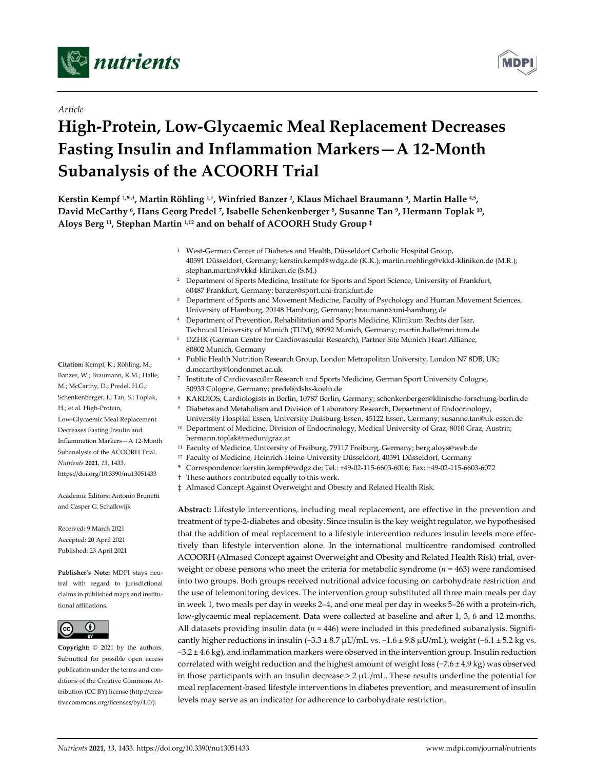Article

# High-Protein, Low-Glycaemic Meal Replacement Decreases Fasting Insulin and Inflammation Markers—A 12-Month Subanalysis of the ACOORH Trial

**Kerstin Kempf [1,*,†], Martin Röhling [1,†], Winfried Banzer [2], Klaus Michael Braumann [3], Martin Halle [4,5], David McCarthy [6], Hans Georg Predel [7], Isabelle Schenkenberger [8], Susanne Tan [9], Hermann Toplak [10], Aloys Berg [11], Stephan Martin [1,12] and on behalf of ACOORH Study Group [‡]**

[1] West-German Center of Diabetes and Health, Düsseldorf Catholic Hospital Group, 40591 Düsseldorf, Germany; kerstin.kempf@wdgz.de (K.K.); martin.roehling@vkkd-kliniken.de (M.R.); stephan.martin@vkkd-kliniken.de (S.M.)

[2] Department of Sports Medicine, Institute for Sports and Sport Science, University of Frankfurt, 60487 Frankfurt, Germany; banzer@sport.uni-frankfurt.de

[3] Department of Sports and Movement Medicine, Faculty of Psychology and Human Movement Sciences, University of Hamburg, 20148 Hamburg, Germany; braumann@uni-hamburg.de

[4] Department of Prevention, Rehabilitation and Sports Medicine, Klinikum Rechts der Isar, Technical University of Munich (TUM), 80992 Munich, Germany; martin.halle@mri.tum.de

[5] DZHK (German Centre for Cardiovascular Research), Partner Site Munich Heart Alliance, 80802 Munich, Germany

[6] Public Health Nutrition Research Group, London Metropolitan University, London N7 8DB, UK; d.mccarthy@londonmet.ac.uk

[7] Institute of Cardiovascular Research and Sports Medicine, German Sport University Cologne, 50933 Cologne, Germany; predel@dshs-koeln.de

[8] KARDIOS, Cardiologists in Berlin, 10787 Berlin, Germany; schenkenberger@klinische-forschung-berlin.de

[9] Diabetes and Metabolism and Division of Laboratory Research, Department of Endocrinology, University Hospital Essen, University Duisburg-Essen, 45122 Essen, Germany; susanne.tan@uk-essen.de

[10] Department of Medicine, Division of Endocrinology, Medical University of Graz, 8010 Graz, Austria; hermann.toplak@medunigraz.at

[11] Faculty of Medicine, University of Freiburg, 79117 Freiburg, Germany; berg.aloys@web.de

[12] Faculty of Medicine, Heinrich-Heine-University Düsseldorf, 40591 Düsseldorf, Germany

\* Correspondence: kerstin.kempf@wdgz.de; Tel.: +49-02-115-6603-6016; Fax: +49-02-115-6603-6072

† These authors contributed equally to this work.

‡ Almased Concept Against Overweight and Obesity and Related Health Risk.

**Citation:** Kempf, K.; Röhling, M.; Banzer, W.; Braumann, K.M.; Halle, M.; McCarthy, D.; Predel, H.G.; Schenkenberger, I.; Tan, S.; Toplak, H.; et al. High-Protein, Low-Glycaemic Meal Replacement Decreases Fasting Insulin and Inflammation Markers—A 12-Month Subanalysis of the ACOORH Trial. *Nutrients* **2021**, *13*, 1433. https://doi.org/10.3390/nu13051433

Academic Editors: Antonio Brunetti and Casper G. Schalkwijk

Received: 9 March 2021
Accepted: 20 April 2021
Published: 23 April 2021

**Publisher's Note:** MDPI stays neutral with regard to jurisdictional claims in published maps and institutional affiliations.

**Copyright:** © 2021 by the authors. Submitted for possible open access publication under the terms and conditions of the Creative Commons Attribution (CC BY) license (http://creativecommons.org/licenses/by/4.0/).

**Abstract:** Lifestyle interventions, including meal replacement, are effective in the prevention and treatment of type-2-diabetes and obesity. Since insulin is the key weight regulator, we hypothesised that the addition of meal replacement to a lifestyle intervention reduces insulin levels more effectively than lifestyle intervention alone. In the international multicentre randomised controlled ACOORH (Almased Concept against Overweight and Obesity and Related Health Risk) trial, overweight or obese persons who meet the criteria for metabolic syndrome ($n = 463$) were randomised into two groups. Both groups received nutritional advice focusing on carbohydrate restriction and the use of telemonitoring devices. The intervention group substituted all three main meals per day in week 1, two meals per day in weeks 2–4, and one meal per day in weeks 5–26 with a protein-rich, low-glycaemic meal replacement. Data were collected at baseline and after 1, 3, 6 and 12 months. All datasets providing insulin data ($n = 446$) were included in this predefined subanalysis. Significantly higher reductions in insulin ($-3.3 \pm 8.7$ μU/mL vs. $-1.6 \pm 9.8$ μU/mL), weight ($-6.1 \pm 5.2$ kg vs. $-3.2 \pm 4.6$ kg), and inflammation markers were observed in the intervention group. Insulin reduction correlated with weight reduction and the highest amount of weight loss ($-7.6 \pm 4.9$ kg) was observed in those participants with an insulin decrease $> 2$ μU/mL. These results underline the potential for meal replacement-based lifestyle interventions in diabetes prevention, and measurement of insulin levels may serve as an indicator for adherence to carbohydrate restriction.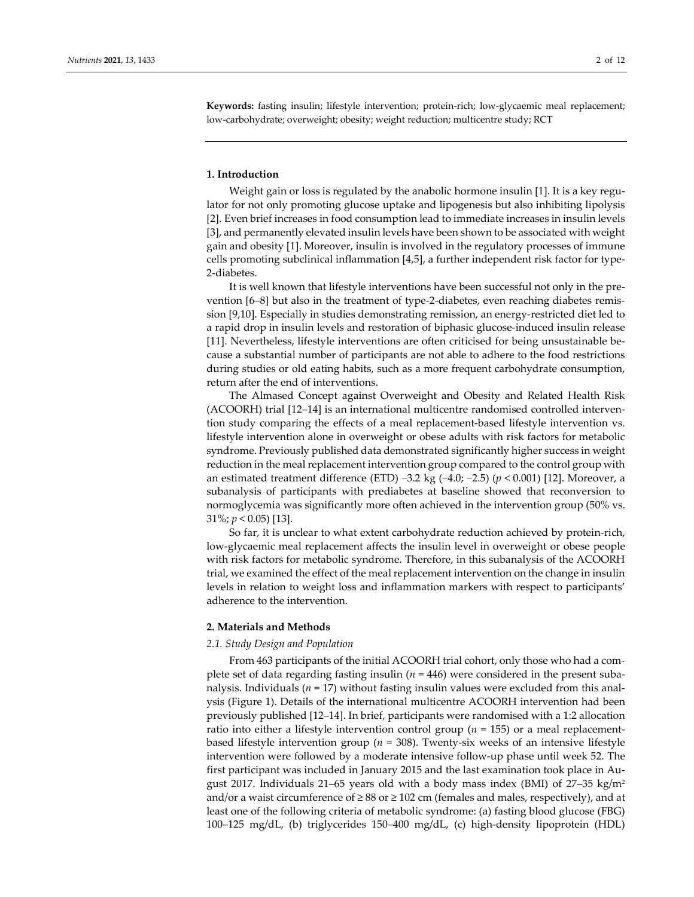**Keywords:** fasting insulin; lifestyle intervention; protein-rich; low-glycaemic meal replacement; low-carbohydrate; overweight; obesity; weight reduction; multicentre study; RCT

## 1. Introduction

Weight gain or loss is regulated by the anabolic hormone insulin [1]. It is a key regulator for not only promoting glucose uptake and lipogenesis but also inhibiting lipolysis [2]. Even brief increases in food consumption lead to immediate increases in insulin levels [3], and permanently elevated insulin levels have been shown to be associated with weight gain and obesity [1]. Moreover, insulin is involved in the regulatory processes of immune cells promoting subclinical inflammation [4,5], a further independent risk factor for type-2-diabetes.

It is well known that lifestyle interventions have been successful not only in the prevention [6–8] but also in the treatment of type-2-diabetes, even reaching diabetes remission [9,10]. Especially in studies demonstrating remission, an energy-restricted diet led to a rapid drop in insulin levels and restoration of biphasic glucose-induced insulin release [11]. Nevertheless, lifestyle interventions are often criticised for being unsustainable because a substantial number of participants are not able to adhere to the food restrictions during studies or old eating habits, such as a more frequent carbohydrate consumption, return after the end of interventions.

The Almased Concept against Overweight and Obesity and Related Health Risk (ACOORH) trial [12–14] is an international multicentre randomised controlled intervention study comparing the effects of a meal replacement-based lifestyle intervention vs. lifestyle intervention alone in overweight or obese adults with risk factors for metabolic syndrome. Previously published data demonstrated significantly higher success in weight reduction in the meal replacement intervention group compared to the control group with an estimated treatment difference (ETD) −3.2 kg (−4.0; −2.5) ($p < 0.001$) [12]. Moreover, a subanalysis of participants with prediabetes at baseline showed that reconversion to normoglycemia was significantly more often achieved in the intervention group (50% vs. 31%; $p < 0.05$) [13].

So far, it is unclear to what extent carbohydrate reduction achieved by protein-rich, low-glycaemic meal replacement affects the insulin level in overweight or obese people with risk factors for metabolic syndrome. Therefore, in this subanalysis of the ACOORH trial, we examined the effect of the meal replacement intervention on the change in insulin levels in relation to weight loss and inflammation markers with respect to participants' adherence to the intervention.

## 2. Materials and Methods

### *2.1. Study Design and Population*

From 463 participants of the initial ACOORH trial cohort, only those who had a complete set of data regarding fasting insulin ($n = 446$) were considered in the present subanalysis. Individuals ($n = 17$) without fasting insulin values were excluded from this analysis (Figure 1). Details of the international multicentre ACOORH intervention had been previously published [12–14]. In brief, participants were randomised with a 1:2 allocation ratio into either a lifestyle intervention control group ($n = 155$) or a meal replacement-based lifestyle intervention group ($n = 308$). Twenty-six weeks of an intensive lifestyle intervention were followed by a moderate intensive follow-up phase until week 52. The first participant was included in January 2015 and the last examination took place in August 2017. Individuals 21–65 years old with a body mass index (BMI) of 27–35 kg/m$^2$ and/or a waist circumference of ≥ 88 or ≥ 102 cm (females and males, respectively), and at least one of the following criteria of metabolic syndrome: (a) fasting blood glucose (FBG) 100–125 mg/dL, (b) triglycerides 150–400 mg/dL, (c) high-density lipoprotein (HDL)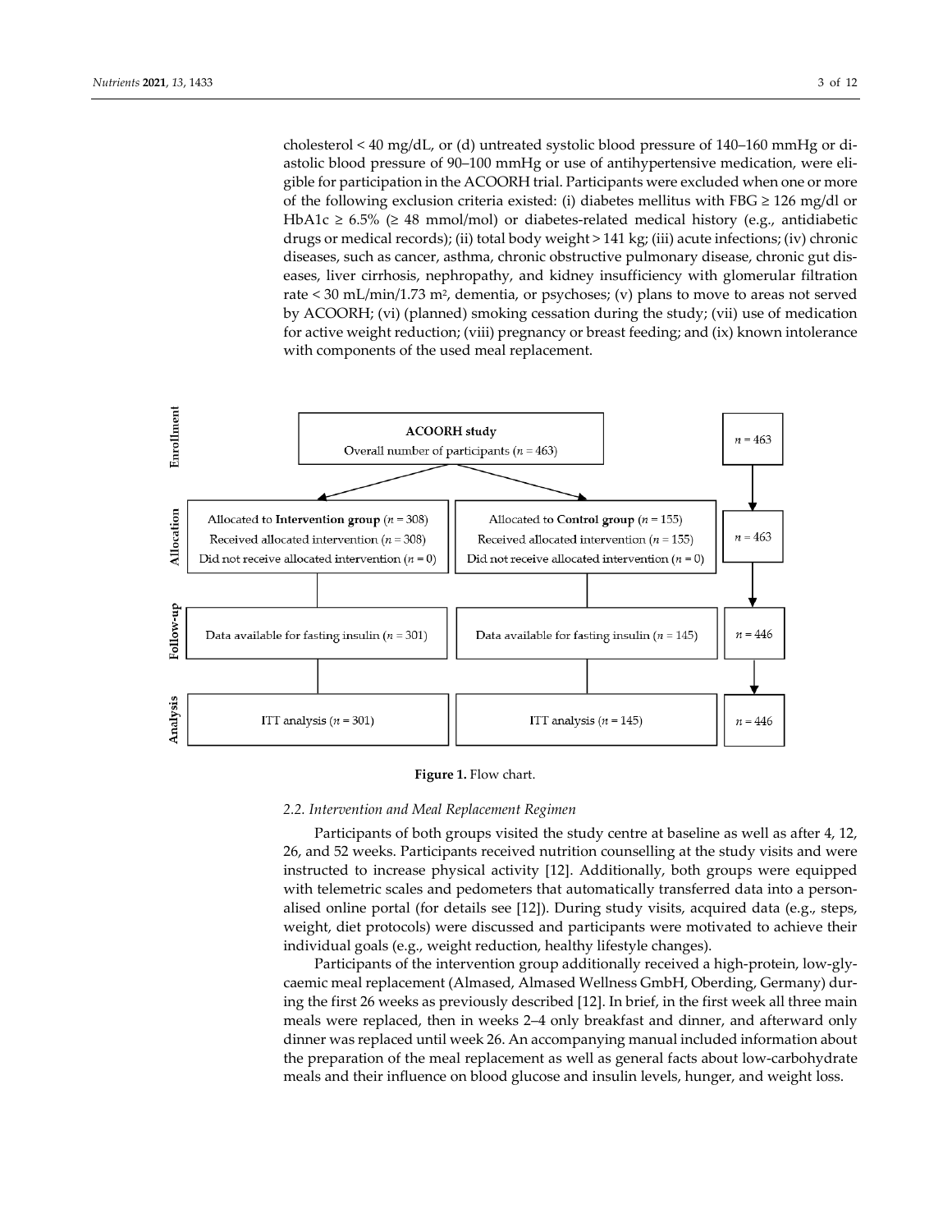cholesterol < 40 mg/dL, or (d) untreated systolic blood pressure of 140–160 mmHg or diastolic blood pressure of 90–100 mmHg or use of antihypertensive medication, were eligible for participation in the ACOORH trial. Participants were excluded when one or more of the following exclusion criteria existed: (i) diabetes mellitus with FBG ≥ 126 mg/dl or HbA1c ≥ 6.5% (≥ 48 mmol/mol) or diabetes-related medical history (e.g., antidiabetic drugs or medical records); (ii) total body weight > 141 kg; (iii) acute infections; (iv) chronic diseases, such as cancer, asthma, chronic obstructive pulmonary disease, chronic gut diseases, liver cirrhosis, nephropathy, and kidney insufficiency with glomerular filtration rate < 30 mL/min/1.73 m², dementia, or psychoses; (v) plans to move to areas not served by ACOORH; (vi) (planned) smoking cessation during the study; (vii) use of medication for active weight reduction; (viii) pregnancy or breast feeding; and (ix) known intolerance with components of the used meal replacement.

**Enrollment**

**ACOORH study**
Overall number of participants ($n$ = 463) — $n$ = 463

**Allocation**

| Allocated to **Intervention group** ($n$ = 308) | Allocated to **Control group** ($n$ = 155) | |
|---|---|---|
| Received allocated intervention ($n$ = 308) | Received allocated intervention ($n$ = 155) | $n$ = 463 |
| Did not receive allocated intervention ($n$ = 0) | Did not receive allocated intervention ($n$ = 0) | |

**Follow-up**

| Data available for fasting insulin ($n$ = 301) | Data available for fasting insulin ($n$ = 145) | $n$ = 446 |
|---|---|---|

**Analysis**

| ITT analysis ($n$ = 301) | ITT analysis ($n$ = 145) | $n$ = 446 |
|---|---|---|

**Figure 1.** Flow chart.

### 2.2. Intervention and Meal Replacement Regimen

Participants of both groups visited the study centre at baseline as well as after 4, 12, 26, and 52 weeks. Participants received nutrition counselling at the study visits and were instructed to increase physical activity [12]. Additionally, both groups were equipped with telemetric scales and pedometers that automatically transferred data into a personalised online portal (for details see [12]). During study visits, acquired data (e.g., steps, weight, diet protocols) were discussed and participants were motivated to achieve their individual goals (e.g., weight reduction, healthy lifestyle changes).

Participants of the intervention group additionally received a high-protein, low-glycaemic meal replacement (Almased, Almased Wellness GmbH, Oberding, Germany) during the first 26 weeks as previously described [12]. In brief, in the first week all three main meals were replaced, then in weeks 2–4 only breakfast and dinner, and afterward only dinner was replaced until week 26. An accompanying manual included information about the preparation of the meal replacement as well as general facts about low-carbohydrate meals and their influence on blood glucose and insulin levels, hunger, and weight loss.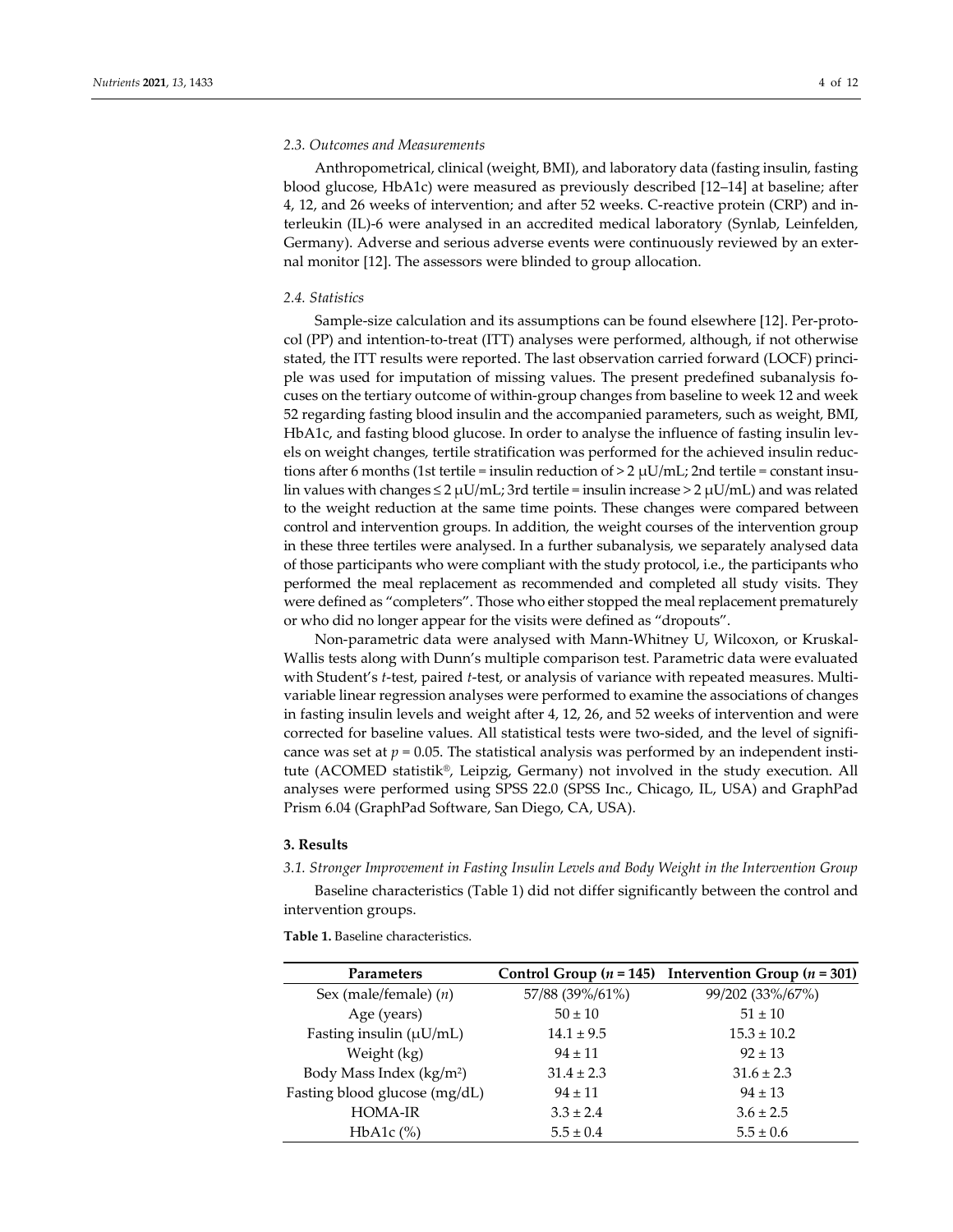### 2.3. Outcomes and Measurements

Anthropometrical, clinical (weight, BMI), and laboratory data (fasting insulin, fasting blood glucose, HbA1c) were measured as previously described [12–14] at baseline; after 4, 12, and 26 weeks of intervention; and after 52 weeks. C-reactive protein (CRP) and interleukin (IL)-6 were analysed in an accredited medical laboratory (Synlab, Leinfelden, Germany). Adverse and serious adverse events were continuously reviewed by an external monitor [12]. The assessors were blinded to group allocation.

### 2.4. Statistics

Sample-size calculation and its assumptions can be found elsewhere [12]. Per-protocol (PP) and intention-to-treat (ITT) analyses were performed, although, if not otherwise stated, the ITT results were reported. The last observation carried forward (LOCF) principle was used for imputation of missing values. The present predefined subanalysis focuses on the tertiary outcome of within-group changes from baseline to week 12 and week 52 regarding fasting blood insulin and the accompanied parameters, such as weight, BMI, HbA1c, and fasting blood glucose. In order to analyse the influence of fasting insulin levels on weight changes, tertile stratification was performed for the achieved insulin reductions after 6 months (1st tertile = insulin reduction of > 2 μU/mL; 2nd tertile = constant insulin values with changes ≤ 2 μU/mL; 3rd tertile = insulin increase > 2 μU/mL) and was related to the weight reduction at the same time points. These changes were compared between control and intervention groups. In addition, the weight courses of the intervention group in these three tertiles were analysed. In a further subanalysis, we separately analysed data of those participants who were compliant with the study protocol, i.e., the participants who performed the meal replacement as recommended and completed all study visits. They were defined as "completers". Those who either stopped the meal replacement prematurely or who did no longer appear for the visits were defined as "dropouts".

Non-parametric data were analysed with Mann-Whitney U, Wilcoxon, or Kruskal-Wallis tests along with Dunn's multiple comparison test. Parametric data were evaluated with Student's *t*-test, paired *t*-test, or analysis of variance with repeated measures. Multivariable linear regression analyses were performed to examine the associations of changes in fasting insulin levels and weight after 4, 12, 26, and 52 weeks of intervention and were corrected for baseline values. All statistical tests were two-sided, and the level of significance was set at $p = 0.05$. The statistical analysis was performed by an independent institute (ACOMED statistik®, Leipzig, Germany) not involved in the study execution. All analyses were performed using SPSS 22.0 (SPSS Inc., Chicago, IL, USA) and GraphPad Prism 6.04 (GraphPad Software, San Diego, CA, USA).

## 3. Results

### 3.1. Stronger Improvement in Fasting Insulin Levels and Body Weight in the Intervention Group

Baseline characteristics (Table 1) did not differ significantly between the control and intervention groups.

**Table 1.** Baseline characteristics.

| Parameters | Control Group ($n = 145$) | Intervention Group ($n = 301$) |
|---|---|---|
| Sex (male/female) ($n$) | 57/88 (39%/61%) | 99/202 (33%/67%) |
| Age (years) | 50 ± 10 | 51 ± 10 |
| Fasting insulin (μU/mL) | 14.1 ± 9.5 | 15.3 ± 10.2 |
| Weight (kg) | 94 ± 11 | 92 ± 13 |
| Body Mass Index (kg/m$^2$) | 31.4 ± 2.3 | 31.6 ± 2.3 |
| Fasting blood glucose (mg/dL) | 94 ± 11 | 94 ± 13 |
| HOMA-IR | 3.3 ± 2.4 | 3.6 ± 2.5 |
| HbA1c (%) | 5.5 ± 0.4 | 5.5 ± 0.6 |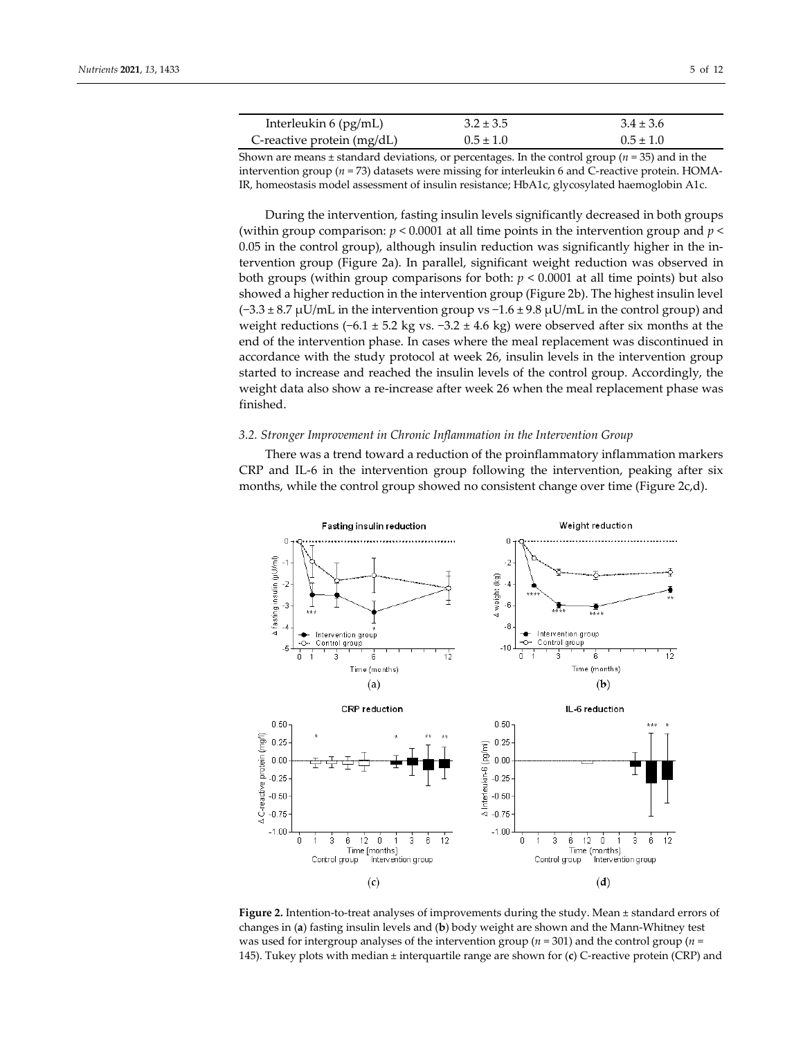| Interleukin 6 (pg/mL) | $3.2 \pm 3.5$ | $3.4 \pm 3.6$ |
|---|---|---|
| C-reactive protein (mg/dL) | $0.5 \pm 1.0$ | $0.5 \pm 1.0$ |

Shown are means ± standard deviations, or percentages. In the control group ($n = 35$) and in the intervention group ($n = 73$) datasets were missing for interleukin 6 and C-reactive protein. HOMA-IR, homeostasis model assessment of insulin resistance; HbA1c, glycosylated haemoglobin A1c.

During the intervention, fasting insulin levels significantly decreased in both groups (within group comparison: $p < 0.0001$ at all time points in the intervention group and $p < 0.05$ in the control group), although insulin reduction was significantly higher in the intervention group (Figure 2a). In parallel, significant weight reduction was observed in both groups (within group comparisons for both: $p < 0.0001$ at all time points) but also showed a higher reduction in the intervention group (Figure 2b). The highest insulin level ($-3.3 \pm 8.7$ μU/mL in the intervention group vs $-1.6 \pm 9.8$ μU/mL in the control group) and weight reductions ($-6.1 \pm 5.2$ kg vs. $-3.2 \pm 4.6$ kg) were observed after six months at the end of the intervention phase. In cases where the meal replacement was discontinued in accordance with the study protocol at week 26, insulin levels in the intervention group started to increase and reached the insulin levels of the control group. Accordingly, the weight data also show a re-increase after week 26 when the meal replacement phase was finished.

### 3.2. Stronger Improvement in Chronic Inflammation in the Intervention Group

There was a trend toward a reduction of the proinflammatory inflammation markers CRP and IL-6 in the intervention group following the intervention, peaking after six months, while the control group showed no consistent change over time (Figure 2c,d).

**Figure 2.** Intention-to-treat analyses of improvements during the study. Mean ± standard errors of changes in (**a**) fasting insulin levels and (**b**) body weight are shown and the Mann-Whitney test was used for intergroup analyses of the intervention group ($n = 301$) and the control group ($n = 145$). Tukey plots with median ± interquartile range are shown for (**c**) C-reactive protein (CRP) and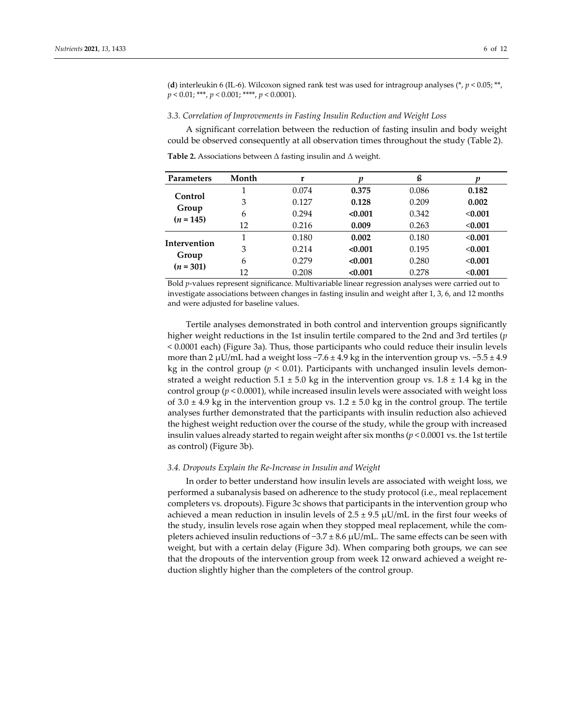(**d**) interleukin 6 (IL-6). Wilcoxon signed rank test was used for intragroup analyses (*, $p < 0.05$; **, $p < 0.01$; ***, $p < 0.001$; ****, $p < 0.0001$).

### *3.3. Correlation of Improvements in Fasting Insulin Reduction and Weight Loss*

A significant correlation between the reduction of fasting insulin and body weight could be observed consequently at all observation times throughout the study (Table 2).

**Table 2.** Associations between Δ fasting insulin and Δ weight.

| Parameters | Month | r | *p* | ß | *p* |
|---|---|---|---|---|---|
| **Control Group (*n* = 145)** | 1 | 0.074 | **0.375** | 0.086 | **0.182** |
| | 3 | 0.127 | **0.128** | 0.209 | **0.002** |
| | 6 | 0.294 | **<0.001** | 0.342 | **<0.001** |
| | 12 | 0.216 | **0.009** | 0.263 | **<0.001** |
| **Intervention Group (*n* = 301)** | 1 | 0.180 | **0.002** | 0.180 | **<0.001** |
| | 3 | 0.214 | **<0.001** | 0.195 | **<0.001** |
| | 6 | 0.279 | **<0.001** | 0.280 | **<0.001** |
| | 12 | 0.208 | **<0.001** | 0.278 | **<0.001** |

Bold *p*-values represent significance. Multivariable linear regression analyses were carried out to investigate associations between changes in fasting insulin and weight after 1, 3, 6, and 12 months and were adjusted for baseline values.

Tertile analyses demonstrated in both control and intervention groups significantly higher weight reductions in the 1st insulin tertile compared to the 2nd and 3rd tertiles ($p < 0.0001$ each) (Figure 3a). Thus, those participants who could reduce their insulin levels more than 2 μU/mL had a weight loss −7.6 ± 4.9 kg in the intervention group vs. −5.5 ± 4.9 kg in the control group ($p < 0.01$). Participants with unchanged insulin levels demonstrated a weight reduction 5.1 ± 5.0 kg in the intervention group vs. 1.8 ± 1.4 kg in the control group ($p < 0.0001$), while increased insulin levels were associated with weight loss of 3.0 ± 4.9 kg in the intervention group vs. 1.2 ± 5.0 kg in the control group. The tertile analyses further demonstrated that the participants with insulin reduction also achieved the highest weight reduction over the course of the study, while the group with increased insulin values already started to regain weight after six months ($p < 0.0001$ vs. the 1st tertile as control) (Figure 3b).

### *3.4. Dropouts Explain the Re-Increase in Insulin and Weight*

In order to better understand how insulin levels are associated with weight loss, we performed a subanalysis based on adherence to the study protocol (i.e., meal replacement completers vs. dropouts). Figure 3c shows that participants in the intervention group who achieved a mean reduction in insulin levels of 2.5 ± 9.5 μU/mL in the first four weeks of the study, insulin levels rose again when they stopped meal replacement, while the completers achieved insulin reductions of −3.7 ± 8.6 μU/mL. The same effects can be seen with weight, but with a certain delay (Figure 3d). When comparing both groups, we can see that the dropouts of the intervention group from week 12 onward achieved a weight reduction slightly higher than the completers of the control group.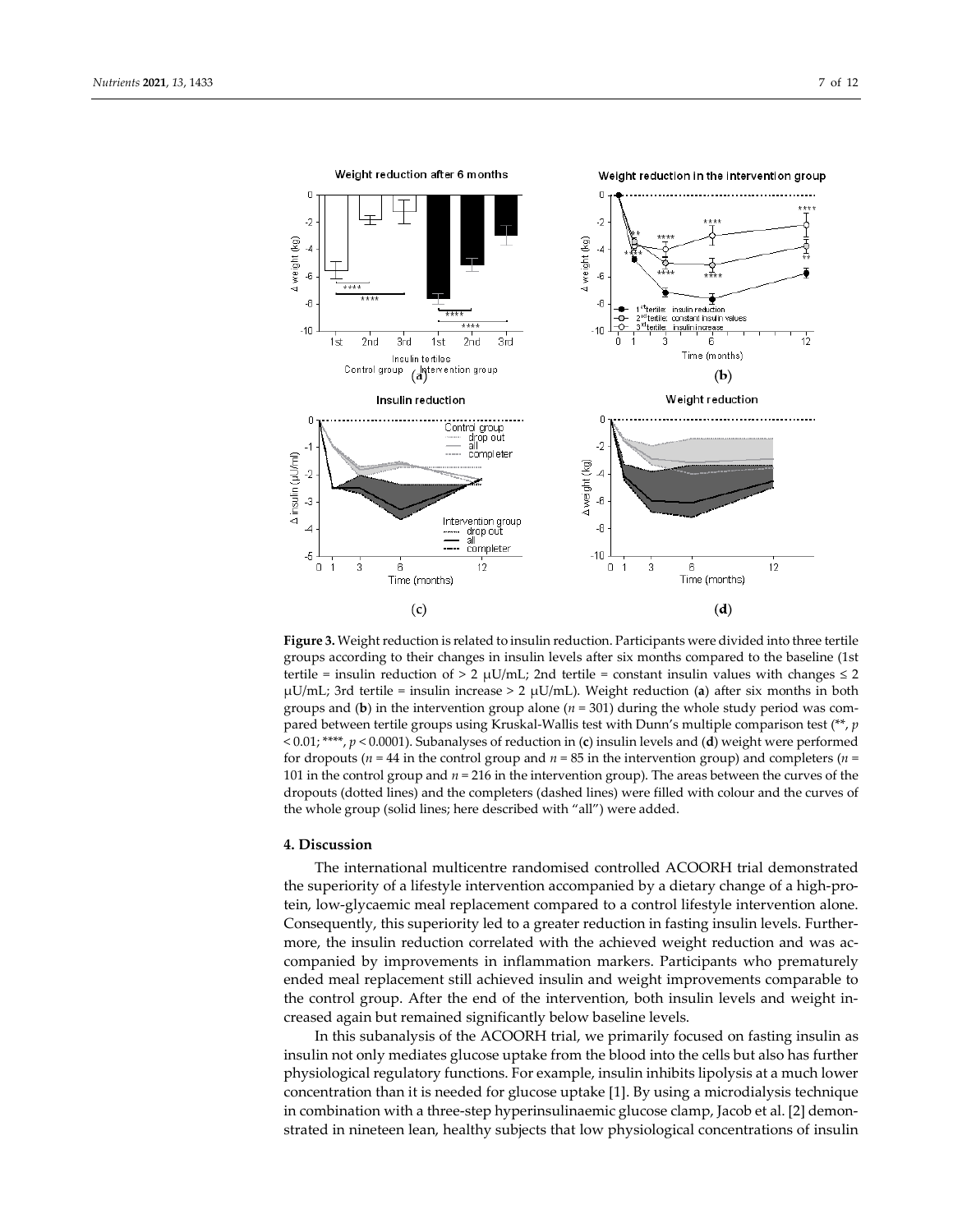**Figure 3.** Weight reduction is related to insulin reduction. Participants were divided into three tertile groups according to their changes in insulin levels after six months compared to the baseline (1st tertile = insulin reduction of > 2 µU/mL; 2nd tertile = constant insulin values with changes ≤ 2 µU/mL; 3rd tertile = insulin increase > 2 µU/mL). Weight reduction (**a**) after six months in both groups and (**b**) in the intervention group alone ($n$ = 301) during the whole study period was compared between tertile groups using Kruskal-Wallis test with Dunn's multiple comparison test (**, $p$ < 0.01; ****, $p$ < 0.0001). Subanalyses of reduction in (**c**) insulin levels and (**d**) weight were performed for dropouts ($n$ = 44 in the control group and $n$ = 85 in the intervention group) and completers ($n$ = 101 in the control group and $n$ = 216 in the intervention group). The areas between the curves of the dropouts (dotted lines) and the completers (dashed lines) were filled with colour and the curves of the whole group (solid lines; here described with "all") were added.

## 4. Discussion

The international multicentre randomised controlled ACOORH trial demonstrated the superiority of a lifestyle intervention accompanied by a dietary change of a high-protein, low-glycaemic meal replacement compared to a control lifestyle intervention alone. Consequently, this superiority led to a greater reduction in fasting insulin levels. Furthermore, the insulin reduction correlated with the achieved weight reduction and was accompanied by improvements in inflammation markers. Participants who prematurely ended meal replacement still achieved insulin and weight improvements comparable to the control group. After the end of the intervention, both insulin levels and weight increased again but remained significantly below baseline levels.

In this subanalysis of the ACOORH trial, we primarily focused on fasting insulin as insulin not only mediates glucose uptake from the blood into the cells but also has further physiological regulatory functions. For example, insulin inhibits lipolysis at a much lower concentration than it is needed for glucose uptake [1]. By using a microdialysis technique in combination with a three-step hyperinsulinaemic glucose clamp, Jacob et al. [2] demonstrated in nineteen lean, healthy subjects that low physiological concentrations of insulin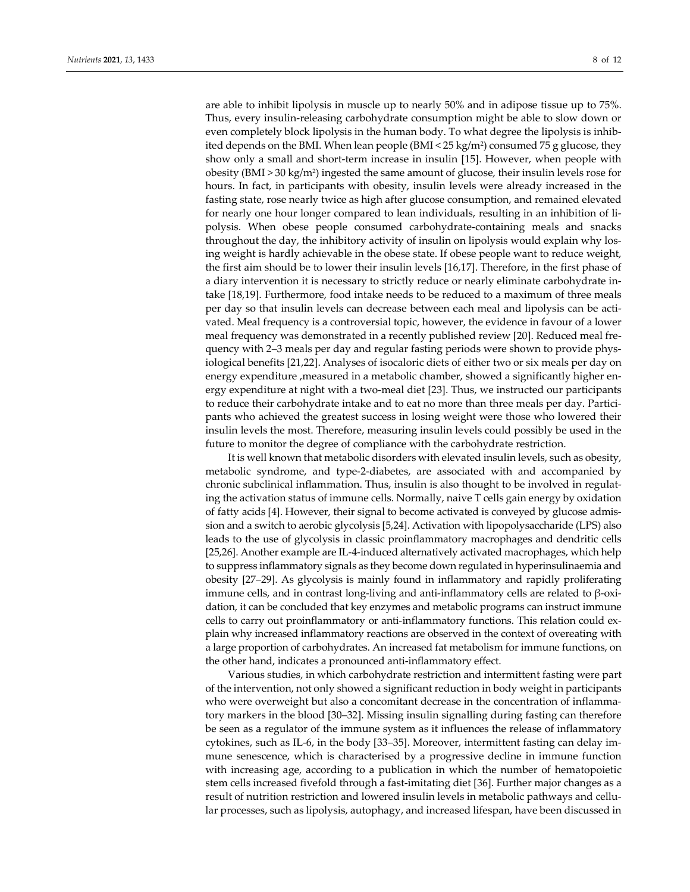are able to inhibit lipolysis in muscle up to nearly 50% and in adipose tissue up to 75%. Thus, every insulin-releasing carbohydrate consumption might be able to slow down or even completely block lipolysis in the human body. To what degree the lipolysis is inhibited depends on the BMI. When lean people (BMI < 25 kg/m$^2$) consumed 75 g glucose, they show only a small and short-term increase in insulin [15]. However, when people with obesity (BMI > 30 kg/m$^2$) ingested the same amount of glucose, their insulin levels rose for hours. In fact, in participants with obesity, insulin levels were already increased in the fasting state, rose nearly twice as high after glucose consumption, and remained elevated for nearly one hour longer compared to lean individuals, resulting in an inhibition of lipolysis. When obese people consumed carbohydrate-containing meals and snacks throughout the day, the inhibitory activity of insulin on lipolysis would explain why losing weight is hardly achievable in the obese state. If obese people want to reduce weight, the first aim should be to lower their insulin levels [16,17]. Therefore, in the first phase of a diary intervention it is necessary to strictly reduce or nearly eliminate carbohydrate intake [18,19]. Furthermore, food intake needs to be reduced to a maximum of three meals per day so that insulin levels can decrease between each meal and lipolysis can be activated. Meal frequency is a controversial topic, however, the evidence in favour of a lower meal frequency was demonstrated in a recently published review [20]. Reduced meal frequency with 2–3 meals per day and regular fasting periods were shown to provide physiological benefits [21,22]. Analyses of isocaloric diets of either two or six meals per day on energy expenditure ,measured in a metabolic chamber, showed a significantly higher energy expenditure at night with a two-meal diet [23]. Thus, we instructed our participants to reduce their carbohydrate intake and to eat no more than three meals per day. Participants who achieved the greatest success in losing weight were those who lowered their insulin levels the most. Therefore, measuring insulin levels could possibly be used in the future to monitor the degree of compliance with the carbohydrate restriction.

It is well known that metabolic disorders with elevated insulin levels, such as obesity, metabolic syndrome, and type-2-diabetes, are associated with and accompanied by chronic subclinical inflammation. Thus, insulin is also thought to be involved in regulating the activation status of immune cells. Normally, naive T cells gain energy by oxidation of fatty acids [4]. However, their signal to become activated is conveyed by glucose admission and a switch to aerobic glycolysis [5,24]. Activation with lipopolysaccharide (LPS) also leads to the use of glycolysis in classic proinflammatory macrophages and dendritic cells [25,26]. Another example are IL-4-induced alternatively activated macrophages, which help to suppress inflammatory signals as they become down regulated in hyperinsulinaemia and obesity [27–29]. As glycolysis is mainly found in inflammatory and rapidly proliferating immune cells, and in contrast long-living and anti-inflammatory cells are related to β-oxidation, it can be concluded that key enzymes and metabolic programs can instruct immune cells to carry out proinflammatory or anti-inflammatory functions. This relation could explain why increased inflammatory reactions are observed in the context of overeating with a large proportion of carbohydrates. An increased fat metabolism for immune functions, on the other hand, indicates a pronounced anti-inflammatory effect.

Various studies, in which carbohydrate restriction and intermittent fasting were part of the intervention, not only showed a significant reduction in body weight in participants who were overweight but also a concomitant decrease in the concentration of inflammatory markers in the blood [30–32]. Missing insulin signalling during fasting can therefore be seen as a regulator of the immune system as it influences the release of inflammatory cytokines, such as IL-6, in the body [33–35]. Moreover, intermittent fasting can delay immune senescence, which is characterised by a progressive decline in immune function with increasing age, according to a publication in which the number of hematopoietic stem cells increased fivefold through a fast-imitating diet [36]. Further major changes as a result of nutrition restriction and lowered insulin levels in metabolic pathways and cellular processes, such as lipolysis, autophagy, and increased lifespan, have been discussed in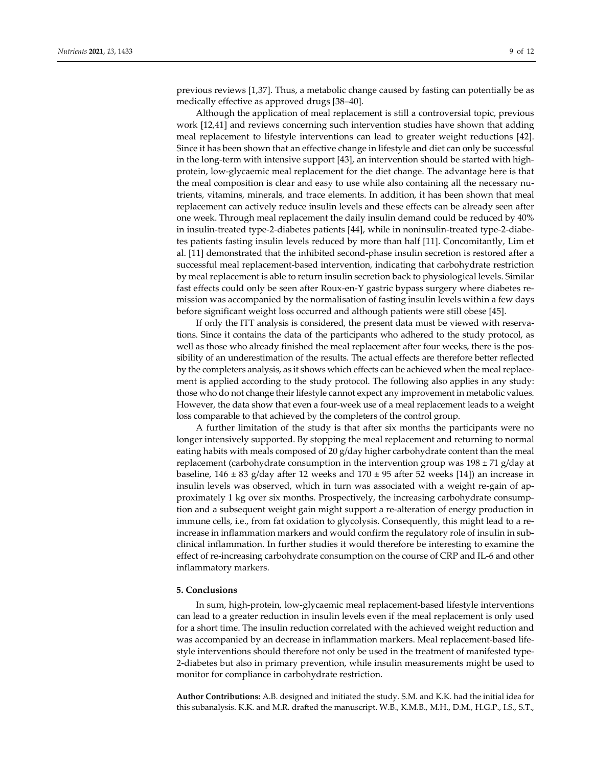previous reviews [1,37]. Thus, a metabolic change caused by fasting can potentially be as medically effective as approved drugs [38–40].

Although the application of meal replacement is still a controversial topic, previous work [12,41] and reviews concerning such intervention studies have shown that adding meal replacement to lifestyle interventions can lead to greater weight reductions [42]. Since it has been shown that an effective change in lifestyle and diet can only be successful in the long-term with intensive support [43], an intervention should be started with high-protein, low-glycaemic meal replacement for the diet change. The advantage here is that the meal composition is clear and easy to use while also containing all the necessary nutrients, vitamins, minerals, and trace elements. In addition, it has been shown that meal replacement can actively reduce insulin levels and these effects can be already seen after one week. Through meal replacement the daily insulin demand could be reduced by 40% in insulin-treated type-2-diabetes patients [44], while in noninsulin-treated type-2-diabetes patients fasting insulin levels reduced by more than half [11]. Concomitantly, Lim et al. [11] demonstrated that the inhibited second-phase insulin secretion is restored after a successful meal replacement-based intervention, indicating that carbohydrate restriction by meal replacement is able to return insulin secretion back to physiological levels. Similar fast effects could only be seen after Roux-en-Y gastric bypass surgery where diabetes remission was accompanied by the normalisation of fasting insulin levels within a few days before significant weight loss occurred and although patients were still obese [45].

If only the ITT analysis is considered, the present data must be viewed with reservations. Since it contains the data of the participants who adhered to the study protocol, as well as those who already finished the meal replacement after four weeks, there is the possibility of an underestimation of the results. The actual effects are therefore better reflected by the completers analysis, as it shows which effects can be achieved when the meal replacement is applied according to the study protocol. The following also applies in any study: those who do not change their lifestyle cannot expect any improvement in metabolic values. However, the data show that even a four-week use of a meal replacement leads to a weight loss comparable to that achieved by the completers of the control group.

A further limitation of the study is that after six months the participants were no longer intensively supported. By stopping the meal replacement and returning to normal eating habits with meals composed of 20 g/day higher carbohydrate content than the meal replacement (carbohydrate consumption in the intervention group was $198 \pm 71$ g/day at baseline, $146 \pm 83$ g/day after 12 weeks and $170 \pm 95$ after 52 weeks [14]) an increase in insulin levels was observed, which in turn was associated with a weight re-gain of approximately 1 kg over six months. Prospectively, the increasing carbohydrate consumption and a subsequent weight gain might support a re-alteration of energy production in immune cells, i.e., from fat oxidation to glycolysis. Consequently, this might lead to a re-increase in inflammation markers and would confirm the regulatory role of insulin in subclinical inflammation. In further studies it would therefore be interesting to examine the effect of re-increasing carbohydrate consumption on the course of CRP and IL-6 and other inflammatory markers.

## 5. Conclusions

In sum, high-protein, low-glycaemic meal replacement-based lifestyle interventions can lead to a greater reduction in insulin levels even if the meal replacement is only used for a short time. The insulin reduction correlated with the achieved weight reduction and was accompanied by an decrease in inflammation markers. Meal replacement-based lifestyle interventions should therefore not only be used in the treatment of manifested type-2-diabetes but also in primary prevention, while insulin measurements might be used to monitor for compliance in carbohydrate restriction.

**Author Contributions:** A.B. designed and initiated the study. S.M. and K.K. had the initial idea for this subanalysis. K.K. and M.R. drafted the manuscript. W.B., K.M.B., M.H., D.M., H.G.P., I.S., S.T.,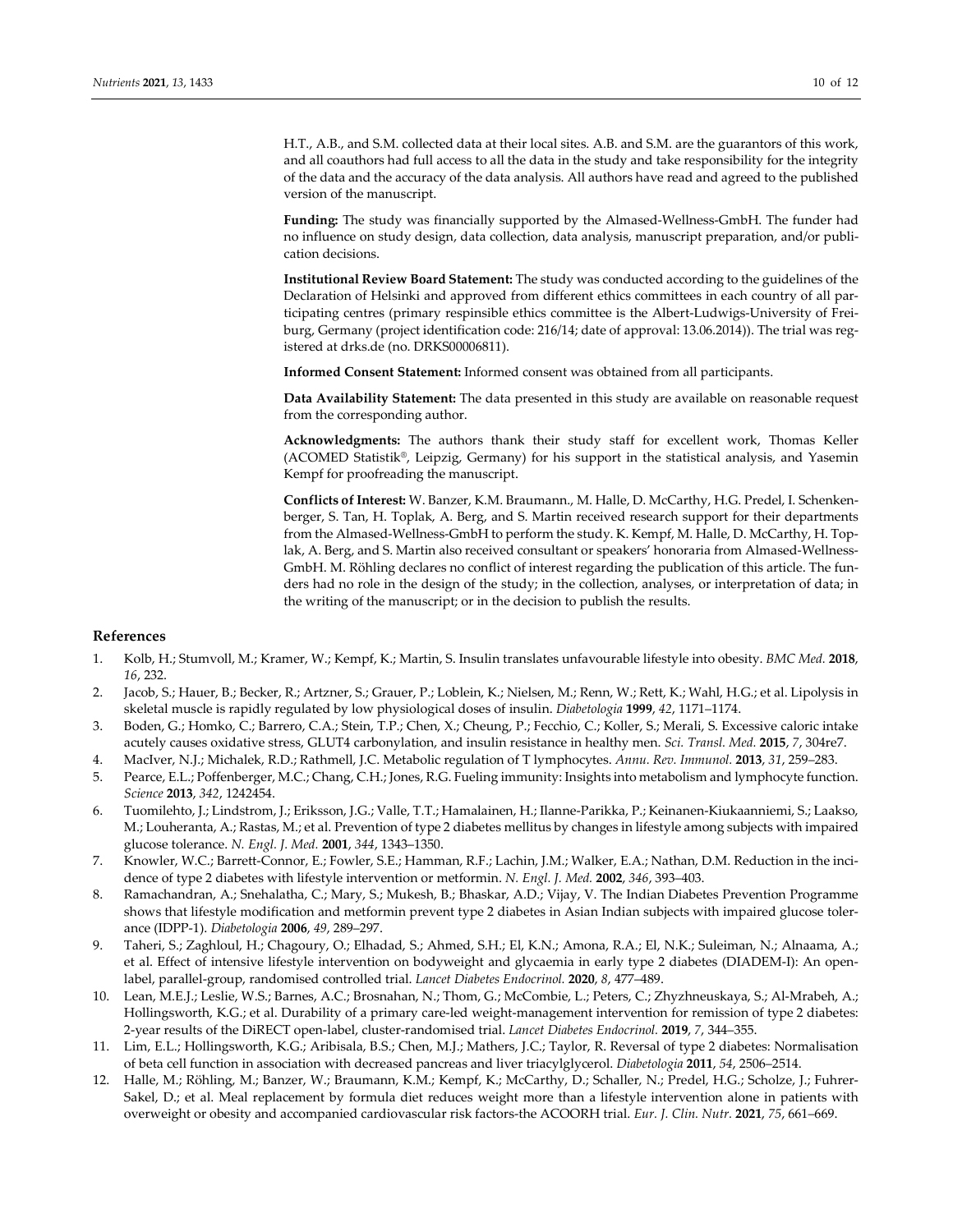H.T., A.B., and S.M. collected data at their local sites. A.B. and S.M. are the guarantors of this work, and all coauthors had full access to all the data in the study and take responsibility for the integrity of the data and the accuracy of the data analysis. All authors have read and agreed to the published version of the manuscript.

**Funding:** The study was financially supported by the Almased-Wellness-GmbH. The funder had no influence on study design, data collection, data analysis, manuscript preparation, and/or publication decisions.

**Institutional Review Board Statement:** The study was conducted according to the guidelines of the Declaration of Helsinki and approved from different ethics committees in each country of all participating centres (primary respinsible ethics committee is the Albert-Ludwigs-University of Freiburg, Germany (project identification code: 216/14; date of approval: 13.06.2014)). The trial was registered at drks.de (no. DRKS00006811).

**Informed Consent Statement:** Informed consent was obtained from all participants.

**Data Availability Statement:** The data presented in this study are available on reasonable request from the corresponding author.

**Acknowledgments:** The authors thank their study staff for excellent work, Thomas Keller (ACOMED Statistik®, Leipzig, Germany) for his support in the statistical analysis, and Yasemin Kempf for proofreading the manuscript.

**Conflicts of Interest:** W. Banzer, K.M. Braumann., M. Halle, D. McCarthy, H.G. Predel, I. Schenkenberger, S. Tan, H. Toplak, A. Berg, and S. Martin received research support for their departments from the Almased-Wellness-GmbH to perform the study. K. Kempf, M. Halle, D. McCarthy, H. Toplak, A. Berg, and S. Martin also received consultant or speakers' honoraria from Almased-Wellness-GmbH. M. Röhling declares no conflict of interest regarding the publication of this article. The funders had no role in the design of the study; in the collection, analyses, or interpretation of data; in the writing of the manuscript; or in the decision to publish the results.

## References

1. Kolb, H.; Stumvoll, M.; Kramer, W.; Kempf, K.; Martin, S. Insulin translates unfavourable lifestyle into obesity. *BMC Med.* **2018**, *16*, 232.
2. Jacob, S.; Hauer, B.; Becker, R.; Artzner, S.; Grauer, P.; Loblein, K.; Nielsen, M.; Renn, W.; Rett, K.; Wahl, H.G.; et al. Lipolysis in skeletal muscle is rapidly regulated by low physiological doses of insulin. *Diabetologia* **1999**, *42*, 1171–1174.
3. Boden, G.; Homko, C.; Barrero, C.A.; Stein, T.P.; Chen, X.; Cheung, P.; Fecchio, C.; Koller, S.; Merali, S. Excessive caloric intake acutely causes oxidative stress, GLUT4 carbonylation, and insulin resistance in healthy men. *Sci. Transl. Med.* **2015**, *7*, 304re7.
4. MacIver, N.J.; Michalek, R.D.; Rathmell, J.C. Metabolic regulation of T lymphocytes. *Annu. Rev. Immunol.* **2013**, *31*, 259–283.
5. Pearce, E.L.; Poffenberger, M.C.; Chang, C.H.; Jones, R.G. Fueling immunity: Insights into metabolism and lymphocyte function. *Science* **2013**, *342*, 1242454.
6. Tuomilehto, J.; Lindstrom, J.; Eriksson, J.G.; Valle, T.T.; Hamalainen, H.; Ilanne-Parikka, P.; Keinanen-Kiukaanniemi, S.; Laakso, M.; Louheranta, A.; Rastas, M.; et al. Prevention of type 2 diabetes mellitus by changes in lifestyle among subjects with impaired glucose tolerance. *N. Engl. J. Med.* **2001**, *344*, 1343–1350.
7. Knowler, W.C.; Barrett-Connor, E.; Fowler, S.E.; Hamman, R.F.; Lachin, J.M.; Walker, E.A.; Nathan, D.M. Reduction in the incidence of type 2 diabetes with lifestyle intervention or metformin. *N. Engl. J. Med.* **2002**, *346*, 393–403.
8. Ramachandran, A.; Snehalatha, C.; Mary, S.; Mukesh, B.; Bhaskar, A.D.; Vijay, V. The Indian Diabetes Prevention Programme shows that lifestyle modification and metformin prevent type 2 diabetes in Asian Indian subjects with impaired glucose tolerance (IDPP-1). *Diabetologia* **2006**, *49*, 289–297.
9. Taheri, S.; Zaghloul, H.; Chagoury, O.; Elhadad, S.; Ahmed, S.H.; El, K.N.; Amona, R.A.; El, N.K.; Suleiman, N.; Alnaama, A.; et al. Effect of intensive lifestyle intervention on bodyweight and glycaemia in early type 2 diabetes (DIADEM-I): An open-label, parallel-group, randomised controlled trial. *Lancet Diabetes Endocrinol.* **2020**, *8*, 477–489.
10. Lean, M.E.J.; Leslie, W.S.; Barnes, A.C.; Brosnahan, N.; Thom, G.; McCombie, L.; Peters, C.; Zhyzhneuskaya, S.; Al-Mrabeh, A.; Hollingsworth, K.G.; et al. Durability of a primary care-led weight-management intervention for remission of type 2 diabetes: 2-year results of the DiRECT open-label, cluster-randomised trial. *Lancet Diabetes Endocrinol.* **2019**, *7*, 344–355.
11. Lim, E.L.; Hollingsworth, K.G.; Aribisala, B.S.; Chen, M.J.; Mathers, J.C.; Taylor, R. Reversal of type 2 diabetes: Normalisation of beta cell function in association with decreased pancreas and liver triacylglycerol. *Diabetologia* **2011**, *54*, 2506–2514.
12. Halle, M.; Röhling, M.; Banzer, W.; Braumann, K.M.; Kempf, K.; McCarthy, D.; Schaller, N.; Predel, H.G.; Scholze, J.; Fuhrer-Sakel, D.; et al. Meal replacement by formula diet reduces weight more than a lifestyle intervention alone in patients with overweight or obesity and accompanied cardiovascular risk factors-the ACOORH trial. *Eur. J. Clin. Nutr.* **2021**, *75*, 661–669.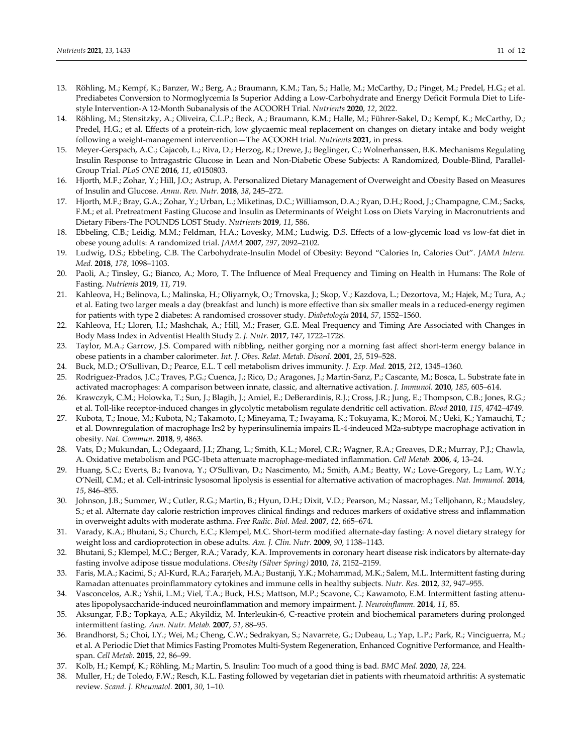13. Röhling, M.; Kempf, K.; Banzer, W.; Berg, A.; Braumann, K.M.; Tan, S.; Halle, M.; McCarthy, D.; Pinget, M.; Predel, H.G.; et al. Prediabetes Conversion to Normoglycemia Is Superior Adding a Low-Carbohydrate and Energy Deficit Formula Diet to Lifestyle Intervention-A 12-Month Subanalysis of the ACOORH Trial. *Nutrients* **2020**, *12*, 2022.
14. Röhling, M.; Stensitzky, A.; Oliveira, C.L.P.; Beck, A.; Braumann, K.M.; Halle, M.; Führer-Sakel, D.; Kempf, K.; McCarthy, D.; Predel, H.G.; et al. Effects of a protein-rich, low glycaemic meal replacement on changes on dietary intake and body weight following a weight-management intervention—The ACOORH trial. *Nutrients* **2021**, in press.
15. Meyer-Gerspach, A.C.; Cajacob, L.; Riva, D.; Herzog, R.; Drewe, J.; Beglinger, C.; Wolnerhanssen, B.K. Mechanisms Regulating Insulin Response to Intragastric Glucose in Lean and Non-Diabetic Obese Subjects: A Randomized, Double-Blind, Parallel-Group Trial. *PLoS ONE* **2016**, *11*, e0150803.
16. Hjorth, M.F.; Zohar, Y.; Hill, J.O.; Astrup, A. Personalized Dietary Management of Overweight and Obesity Based on Measures of Insulin and Glucose. *Annu. Rev. Nutr.* **2018**, *38*, 245–272.
17. Hjorth, M.F.; Bray, G.A.; Zohar, Y.; Urban, L.; Miketinas, D.C.; Williamson, D.A.; Ryan, D.H.; Rood, J.; Champagne, C.M.; Sacks, F.M.; et al. Pretreatment Fasting Glucose and Insulin as Determinants of Weight Loss on Diets Varying in Macronutrients and Dietary Fibers-The POUNDS LOST Study. *Nutrients* **2019**, *11*, 586.
18. Ebbeling, C.B.; Leidig, M.M.; Feldman, H.A.; Lovesky, M.M.; Ludwig, D.S. Effects of a low-glycemic load vs low-fat diet in obese young adults: A randomized trial. *JAMA* **2007**, *297*, 2092–2102.
19. Ludwig, D.S.; Ebbeling, C.B. The Carbohydrate-Insulin Model of Obesity: Beyond "Calories In, Calories Out". *JAMA Intern. Med.* **2018**, *178*, 1098–1103.
20. Paoli, A.; Tinsley, G.; Bianco, A.; Moro, T. The Influence of Meal Frequency and Timing on Health in Humans: The Role of Fasting. *Nutrients* **2019**, *11*, 719.
21. Kahleova, H.; Belinova, L.; Malinska, H.; Oliyarnyk, O.; Trnovska, J.; Skop, V.; Kazdova, L.; Dezortova, M.; Hajek, M.; Tura, A.; et al. Eating two larger meals a day (breakfast and lunch) is more effective than six smaller meals in a reduced-energy regimen for patients with type 2 diabetes: A randomised crossover study. *Diabetologia* **2014**, *57*, 1552–1560.
22. Kahleova, H.; Lloren, J.I.; Mashchak, A.; Hill, M.; Fraser, G.E. Meal Frequency and Timing Are Associated with Changes in Body Mass Index in Adventist Health Study 2. *J. Nutr.* **2017**, *147*, 1722–1728.
23. Taylor, M.A.; Garrow, J.S. Compared with nibbling, neither gorging nor a morning fast affect short-term energy balance in obese patients in a chamber calorimeter. *Int. J. Obes. Relat. Metab. Disord.* **2001**, *25*, 519–528.
24. Buck, M.D.; O'Sullivan, D.; Pearce, E.L. T cell metabolism drives immunity. *J. Exp. Med.* **2015**, *212*, 1345–1360.
25. Rodriguez-Prados, J.C.; Traves, P.G.; Cuenca, J.; Rico, D.; Aragones, J.; Martin-Sanz, P.; Cascante, M.; Bosca, L. Substrate fate in activated macrophages: A comparison between innate, classic, and alternative activation. *J. Immunol.* **2010**, *185*, 605–614.
26. Krawczyk, C.M.; Holowka, T.; Sun, J.; Blagih, J.; Amiel, E.; DeBerardinis, R.J.; Cross, J.R.; Jung, E.; Thompson, C.B.; Jones, R.G.; et al. Toll-like receptor-induced changes in glycolytic metabolism regulate dendritic cell activation. *Blood* **2010**, *115*, 4742–4749.
27. Kubota, T.; Inoue, M.; Kubota, N.; Takamoto, I.; Mineyama, T.; Iwayama, K.; Tokuyama, K.; Moroi, M.; Ueki, K.; Yamauchi, T.; et al. Downregulation of macrophage Irs2 by hyperinsulinemia impairs IL-4-indeuced M2a-subtype macrophage activation in obesity. *Nat. Commun.* **2018**, *9*, 4863.
28. Vats, D.; Mukundan, L.; Odegaard, J.I.; Zhang, L.; Smith, K.L.; Morel, C.R.; Wagner, R.A.; Greaves, D.R.; Murray, P.J.; Chawla, A. Oxidative metabolism and PGC-1beta attenuate macrophage-mediated inflammation. *Cell Metab.* **2006**, *4*, 13–24.
29. Huang, S.C.; Everts, B.; Ivanova, Y.; O'Sullivan, D.; Nascimento, M.; Smith, A.M.; Beatty, W.; Love-Gregory, L.; Lam, W.Y.; O'Neill, C.M.; et al. Cell-intrinsic lysosomal lipolysis is essential for alternative activation of macrophages. *Nat. Immunol.* **2014**, *15*, 846–855.
30. Johnson, J.B.; Summer, W.; Cutler, R.G.; Martin, B.; Hyun, D.H.; Dixit, V.D.; Pearson, M.; Nassar, M.; Telljohann, R.; Maudsley, S.; et al. Alternate day calorie restriction improves clinical findings and reduces markers of oxidative stress and inflammation in overweight adults with moderate asthma. *Free Radic. Biol. Med.* **2007**, *42*, 665–674.
31. Varady, K.A.; Bhutani, S.; Church, E.C.; Klempel, M.C. Short-term modified alternate-day fasting: A novel dietary strategy for weight loss and cardioprotection in obese adults. *Am. J. Clin. Nutr.* **2009**, *90*, 1138–1143.
32. Bhutani, S.; Klempel, M.C.; Berger, R.A.; Varady, K.A. Improvements in coronary heart disease risk indicators by alternate-day fasting involve adipose tissue modulations. *Obesity (Silver Spring)* **2010**, *18*, 2152–2159.
33. Faris, M.A.; Kacimi, S.; Al-Kurd, R.A.; Fararjeh, M.A.; Bustanji, Y.K.; Mohammad, M.K.; Salem, M.L. Intermittent fasting during Ramadan attenuates proinflammatory cytokines and immune cells in healthy subjects. *Nutr. Res.* **2012**, *32*, 947–955.
34. Vasconcelos, A.R.; Yshii, L.M.; Viel, T.A.; Buck, H.S.; Mattson, M.P.; Scavone, C.; Kawamoto, E.M. Intermittent fasting attenuates lipopolysaccharide-induced neuroinflammation and memory impairment. *J. Neuroinflamm.* **2014**, *11*, 85.
35. Aksungar, F.B.; Topkaya, A.E.; Akyildiz, M. Interleukin-6, C-reactive protein and biochemical parameters during prolonged intermittent fasting. *Ann. Nutr. Metab.* **2007**, *51*, 88–95.
36. Brandhorst, S.; Choi, I.Y.; Wei, M.; Cheng, C.W.; Sedrakyan, S.; Navarrete, G.; Dubeau, L.; Yap, L.P.; Park, R.; Vinciguerra, M.; et al. A Periodic Diet that Mimics Fasting Promotes Multi-System Regeneration, Enhanced Cognitive Performance, and Healthspan. *Cell Metab.* **2015**, *22*, 86–99.
37. Kolb, H.; Kempf, K.; Röhling, M.; Martin, S. Insulin: Too much of a good thing is bad. *BMC Med.* **2020**, *18*, 224.
38. Muller, H.; de Toledo, F.W.; Resch, K.L. Fasting followed by vegetarian diet in patients with rheumatoid arthritis: A systematic review. *Scand. J. Rheumatol.* **2001**, *30*, 1–10.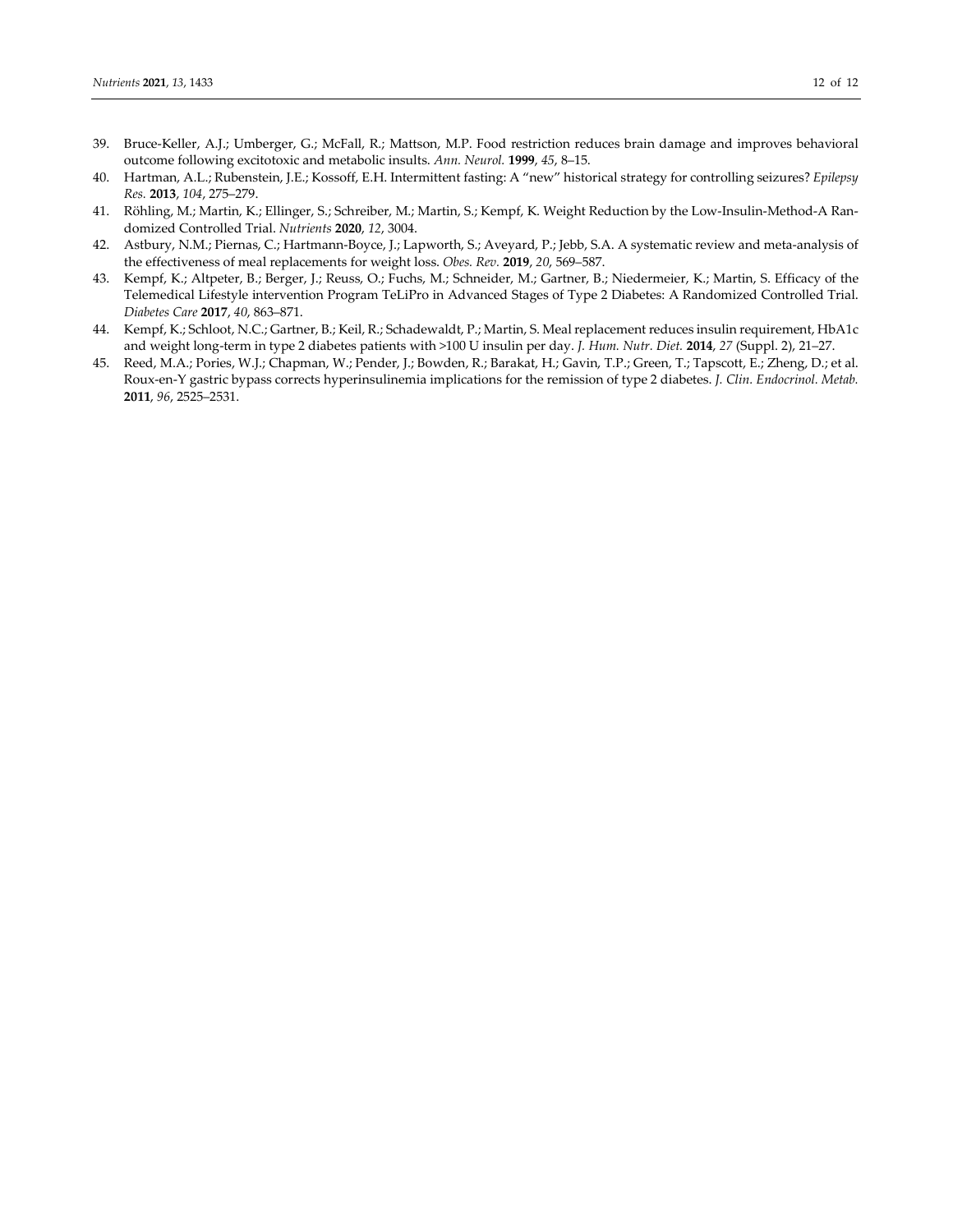39. Bruce-Keller, A.J.; Umberger, G.; McFall, R.; Mattson, M.P. Food restriction reduces brain damage and improves behavioral outcome following excitotoxic and metabolic insults. *Ann. Neurol.* **1999**, *45*, 8–15.
40. Hartman, A.L.; Rubenstein, J.E.; Kossoff, E.H. Intermittent fasting: A "new" historical strategy for controlling seizures? *Epilepsy Res.* **2013**, *104*, 275–279.
41. Röhling, M.; Martin, K.; Ellinger, S.; Schreiber, M.; Martin, S.; Kempf, K. Weight Reduction by the Low-Insulin-Method-A Randomized Controlled Trial. *Nutrients* **2020**, *12*, 3004.
42. Astbury, N.M.; Piernas, C.; Hartmann-Boyce, J.; Lapworth, S.; Aveyard, P.; Jebb, S.A. A systematic review and meta-analysis of the effectiveness of meal replacements for weight loss. *Obes. Rev.* **2019**, *20*, 569–587.
43. Kempf, K.; Altpeter, B.; Berger, J.; Reuss, O.; Fuchs, M.; Schneider, M.; Gartner, B.; Niedermeier, K.; Martin, S. Efficacy of the Telemedical Lifestyle intervention Program TeLiPro in Advanced Stages of Type 2 Diabetes: A Randomized Controlled Trial. *Diabetes Care* **2017**, *40*, 863–871.
44. Kempf, K.; Schloot, N.C.; Gartner, B.; Keil, R.; Schadewaldt, P.; Martin, S. Meal replacement reduces insulin requirement, HbA1c and weight long-term in type 2 diabetes patients with >100 U insulin per day. *J. Hum. Nutr. Diet.* **2014**, *27* (Suppl. 2), 21–27.
45. Reed, M.A.; Pories, W.J.; Chapman, W.; Pender, J.; Bowden, R.; Barakat, H.; Gavin, T.P.; Green, T.; Tapscott, E.; Zheng, D.; et al. Roux-en-Y gastric bypass corrects hyperinsulinemia implications for the remission of type 2 diabetes. *J. Clin. Endocrinol. Metab.* **2011**, *96*, 2525–2531.